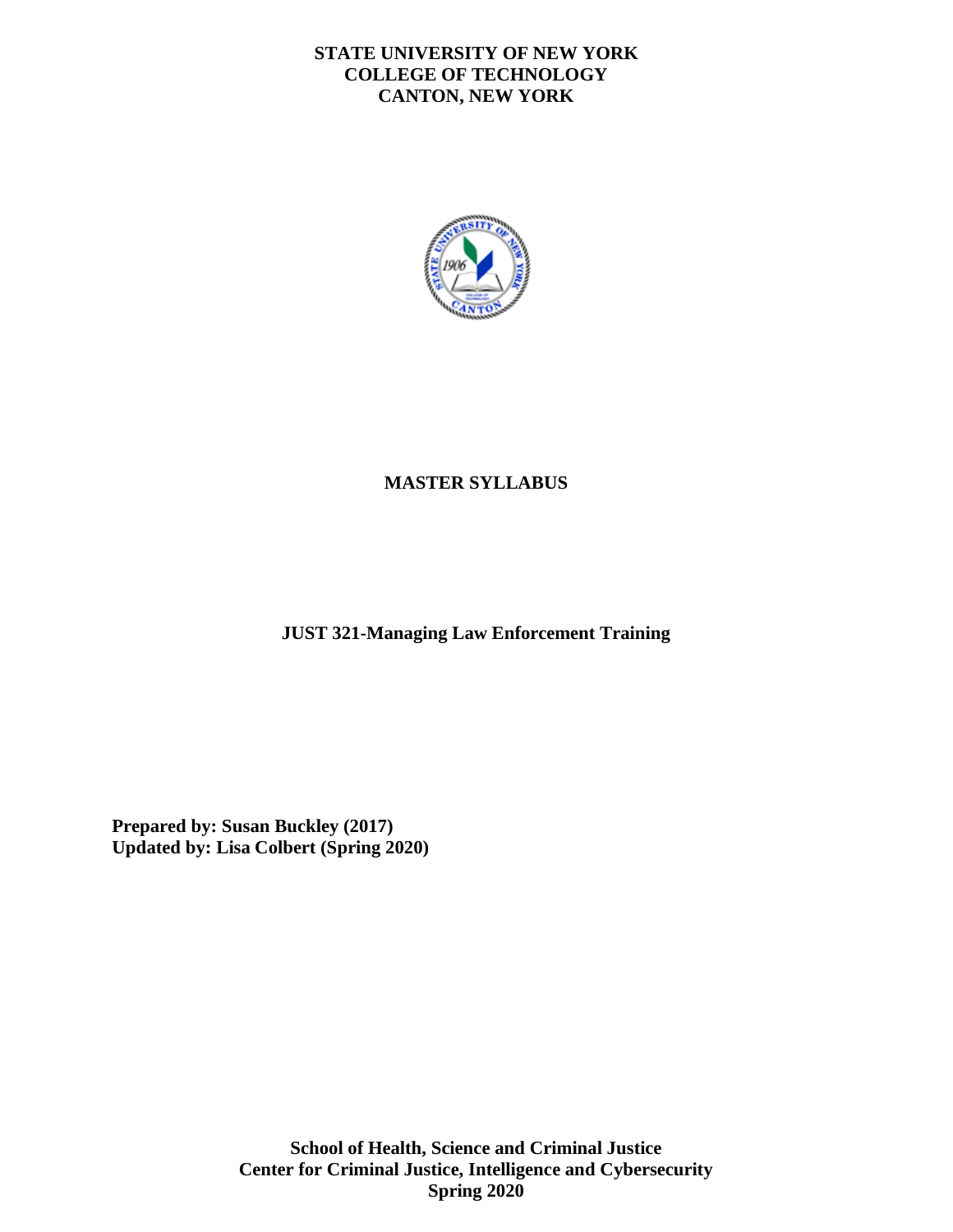**STATE UNIVERSITY OF NEW YORK**
**COLLEGE OF TECHNOLOGY**
**CANTON, NEW YORK**

# MASTER SYLLABUS

## JUST 321-Managing Law Enforcement Training

**Prepared by: Susan Buckley (2017)**
**Updated by: Lisa Colbert (Spring 2020)**

**School of Health, Science and Criminal Justice**
**Center for Criminal Justice, Intelligence and Cybersecurity**
**Spring 2020**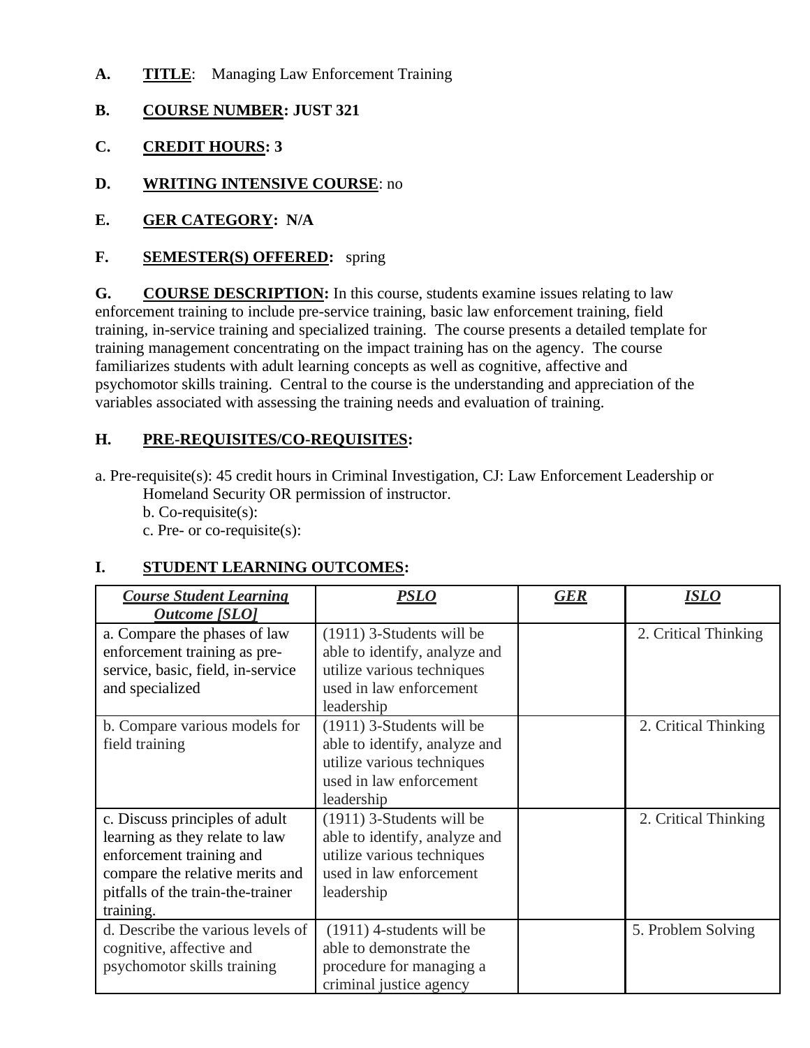**A.** **TITLE**: Managing Law Enforcement Training

**B.** **COURSE NUMBER: JUST 321**

**C.** **CREDIT HOURS: 3**

**D.** **WRITING INTENSIVE COURSE**: no

**E.** **GER CATEGORY: N/A**

**F.** **SEMESTER(S) OFFERED:** spring

**G.** **COURSE DESCRIPTION:** In this course, students examine issues relating to law enforcement training to include pre-service training, basic law enforcement training, field training, in-service training and specialized training. The course presents a detailed template for training management concentrating on the impact training has on the agency. The course familiarizes students with adult learning concepts as well as cognitive, affective and psychomotor skills training. Central to the course is the understanding and appreciation of the variables associated with assessing the training needs and evaluation of training.

**H.** **PRE-REQUISITES/CO-REQUISITES:**

a. Pre-requisite(s): 45 credit hours in Criminal Investigation, CJ: Law Enforcement Leadership or Homeland Security OR permission of instructor.

b. Co-requisite(s):

c. Pre- or co-requisite(s):

**I.** **STUDENT LEARNING OUTCOMES:**

| ***Course Student Learning Outcome [SLO]*** | ***PSLO*** | ***GER*** | ***ISLO*** |
|---|---|---|---|
| a. Compare the phases of law enforcement training as pre-service, basic, field, in-service and specialized | (1911) 3-Students will be able to identify, analyze and utilize various techniques used in law enforcement leadership | | 2. Critical Thinking |
| b. Compare various models for field training | (1911) 3-Students will be able to identify, analyze and utilize various techniques used in law enforcement leadership | | 2. Critical Thinking |
| c. Discuss principles of adult learning as they relate to law enforcement training and compare the relative merits and pitfalls of the train-the-trainer training. | (1911) 3-Students will be able to identify, analyze and utilize various techniques used in law enforcement leadership | | 2. Critical Thinking |
| d. Describe the various levels of cognitive, affective and psychomotor skills training | (1911) 4-students will be able to demonstrate the procedure for managing a criminal justice agency | | 5. Problem Solving |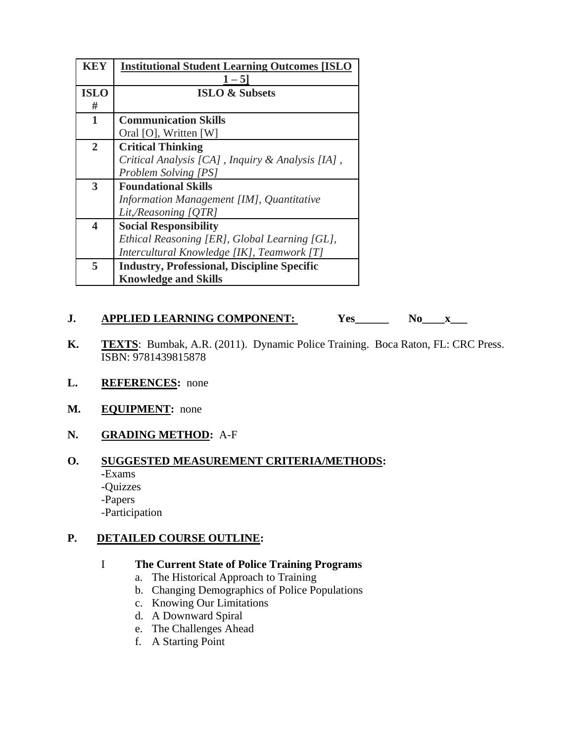| KEY | Institutional Student Learning Outcomes [ISLO 1 – 5] |
|---|---|
| ISLO # | ISLO & Subsets |
| 1 | **Communication Skills**<br>Oral [O], Written [W] |
| 2 | **Critical Thinking**<br>*Critical Analysis [CA] , Inquiry & Analysis [IA] , Problem Solving [PS]* |
| 3 | **Foundational Skills**<br>*Information Management [IM], Quantitative Lit,/Reasoning [QTR]* |
| 4 | **Social Responsibility**<br>*Ethical Reasoning [ER], Global Learning [GL], Intercultural Knowledge [IK], Teamwork [T]* |
| 5 | **Industry, Professional, Discipline Specific Knowledge and Skills** |

**J. APPLIED LEARNING COMPONENT:** **Yes______ No____x___**

**K. TEXTS**: Bumbak, A.R. (2011). Dynamic Police Training. Boca Raton, FL: CRC Press. ISBN: 9781439815878

**L. REFERENCES:** none

**M. EQUIPMENT:** none

**N. GRADING METHOD:** A-F

**O. SUGGESTED MEASUREMENT CRITERIA/METHODS:**

-Exams
-Quizzes
-Papers
-Participation

**P. DETAILED COURSE OUTLINE:**

I **The Current State of Police Training Programs**

a. The Historical Approach to Training
b. Changing Demographics of Police Populations
c. Knowing Our Limitations
d. A Downward Spiral
e. The Challenges Ahead
f. A Starting Point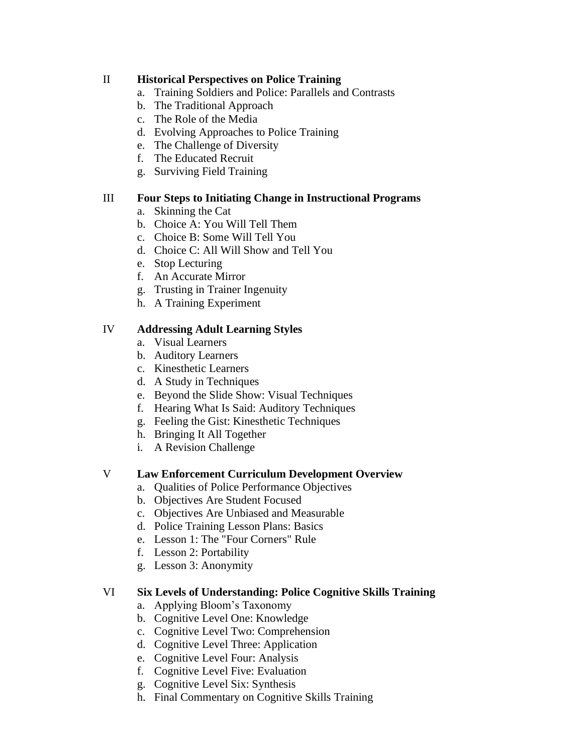II **Historical Perspectives on Police Training**

a. Training Soldiers and Police: Parallels and Contrasts
b. The Traditional Approach
c. The Role of the Media
d. Evolving Approaches to Police Training
e. The Challenge of Diversity
f. The Educated Recruit
g. Surviving Field Training

III **Four Steps to Initiating Change in Instructional Programs**

a. Skinning the Cat
b. Choice A: You Will Tell Them
c. Choice B: Some Will Tell You
d. Choice C: All Will Show and Tell You
e. Stop Lecturing
f. An Accurate Mirror
g. Trusting in Trainer Ingenuity
h. A Training Experiment

IV **Addressing Adult Learning Styles**

a. Visual Learners
b. Auditory Learners
c. Kinesthetic Learners
d. A Study in Techniques
e. Beyond the Slide Show: Visual Techniques
f. Hearing What Is Said: Auditory Techniques
g. Feeling the Gist: Kinesthetic Techniques
h. Bringing It All Together
i. A Revision Challenge

V **Law Enforcement Curriculum Development Overview**

a. Qualities of Police Performance Objectives
b. Objectives Are Student Focused
c. Objectives Are Unbiased and Measurable
d. Police Training Lesson Plans: Basics
e. Lesson 1: The "Four Corners" Rule
f. Lesson 2: Portability
g. Lesson 3: Anonymity

VI **Six Levels of Understanding: Police Cognitive Skills Training**

a. Applying Bloom's Taxonomy
b. Cognitive Level One: Knowledge
c. Cognitive Level Two: Comprehension
d. Cognitive Level Three: Application
e. Cognitive Level Four: Analysis
f. Cognitive Level Five: Evaluation
g. Cognitive Level Six: Synthesis
h. Final Commentary on Cognitive Skills Training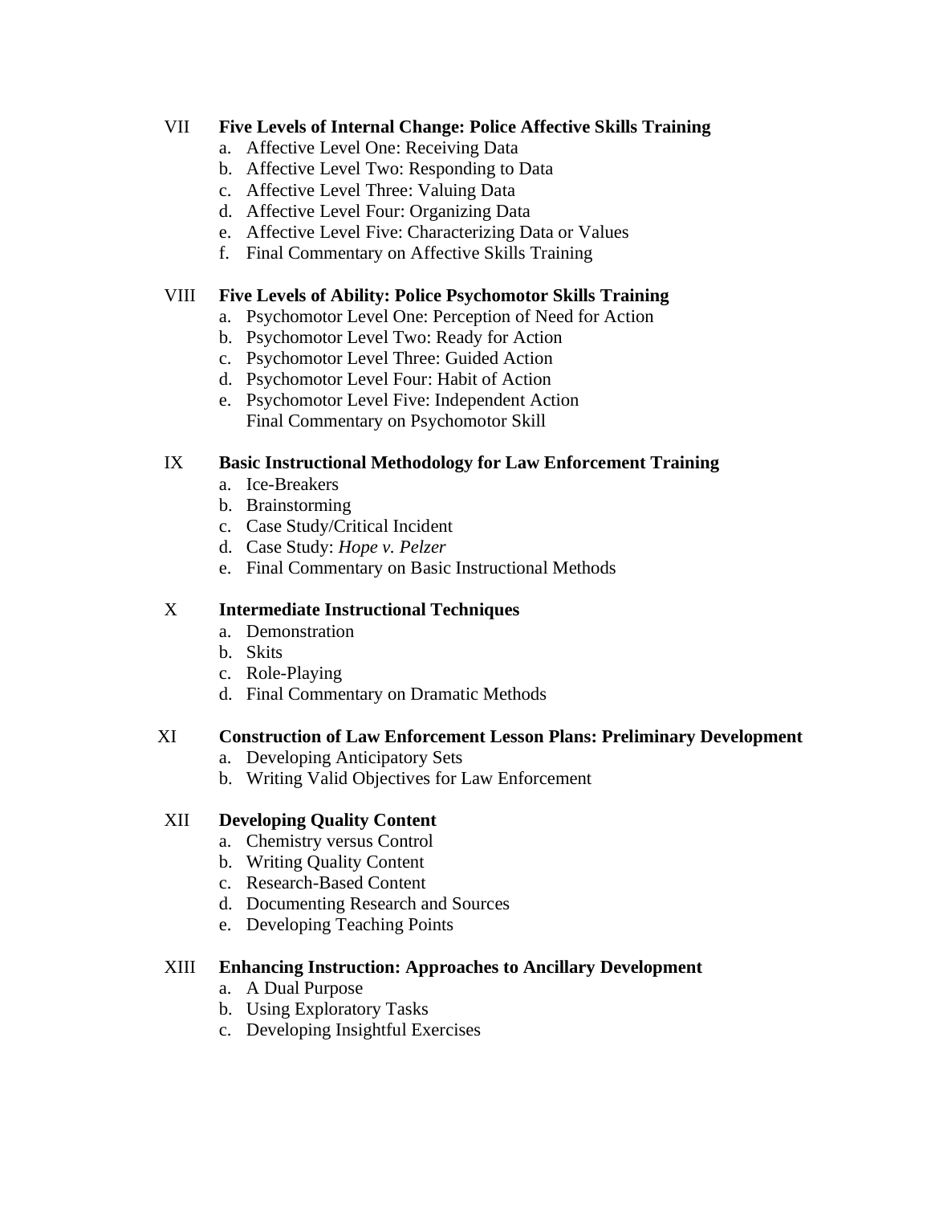VII **Five Levels of Internal Change: Police Affective Skills Training**

a. Affective Level One: Receiving Data
b. Affective Level Two: Responding to Data
c. Affective Level Three: Valuing Data
d. Affective Level Four: Organizing Data
e. Affective Level Five: Characterizing Data or Values
f. Final Commentary on Affective Skills Training

VIII **Five Levels of Ability: Police Psychomotor Skills Training**

a. Psychomotor Level One: Perception of Need for Action
b. Psychomotor Level Two: Ready for Action
c. Psychomotor Level Three: Guided Action
d. Psychomotor Level Four: Habit of Action
e. Psychomotor Level Five: Independent Action
   Final Commentary on Psychomotor Skill

IX **Basic Instructional Methodology for Law Enforcement Training**

a. Ice-Breakers
b. Brainstorming
c. Case Study/Critical Incident
d. Case Study: *Hope v. Pelzer*
e. Final Commentary on Basic Instructional Methods

X **Intermediate Instructional Techniques**

a. Demonstration
b. Skits
c. Role-Playing
d. Final Commentary on Dramatic Methods

XI **Construction of Law Enforcement Lesson Plans: Preliminary Development**

a. Developing Anticipatory Sets
b. Writing Valid Objectives for Law Enforcement

XII **Developing Quality Content**

a. Chemistry versus Control
b. Writing Quality Content
c. Research-Based Content
d. Documenting Research and Sources
e. Developing Teaching Points

XIII **Enhancing Instruction: Approaches to Ancillary Development**

a. A Dual Purpose
b. Using Exploratory Tasks
c. Developing Insightful Exercises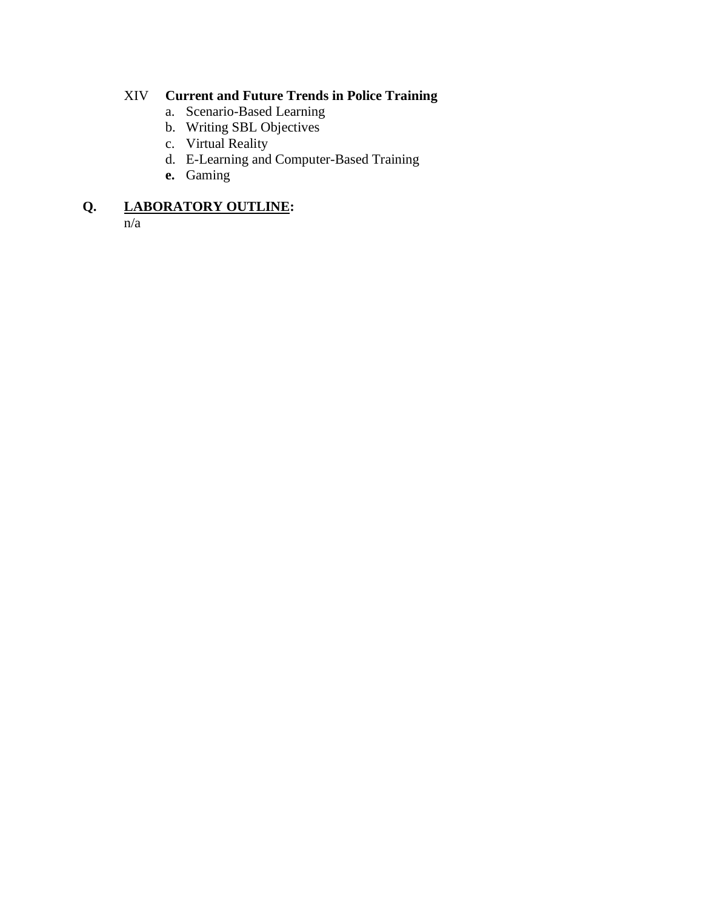XIV **Current and Future Trends in Police Training**

a. Scenario-Based Learning
b. Writing SBL Objectives
c. Virtual Reality
d. E-Learning and Computer-Based Training
**e.** Gaming

**Q. <u>LABORATORY OUTLINE</u>:**

n/a